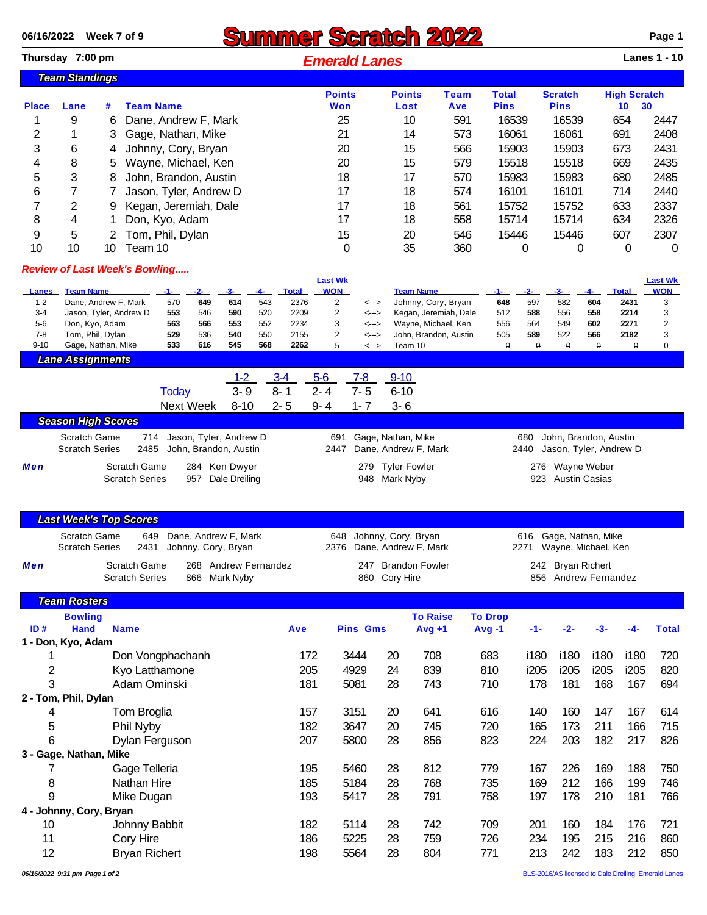06/16/2022 Week 7 of 9

# Summer Scratch 2022

Thursday 7:00 pm

## Emerald Lanes

Lanes 1 - 10

### Team Standings

| Place | Lane | # | Team Name | Points Won | Points Lost | Team Ave | Total Pins | Scratch Pins | High Scratch 10 | High Scratch 30 |
|---|---|---|---|---|---|---|---|---|---|---|
| 1 | 9 | 6 | Dane, Andrew F, Mark | 25 | 10 | 591 | 16539 | 16539 | 654 | 2447 |
| 2 | 1 | 3 | Gage, Nathan, Mike | 21 | 14 | 573 | 16061 | 16061 | 691 | 2408 |
| 3 | 6 | 4 | Johnny, Cory, Bryan | 20 | 15 | 566 | 15903 | 15903 | 673 | 2431 |
| 4 | 8 | 5 | Wayne, Michael, Ken | 20 | 15 | 579 | 15518 | 15518 | 669 | 2435 |
| 5 | 3 | 8 | John, Brandon, Austin | 18 | 17 | 570 | 15983 | 15983 | 680 | 2485 |
| 6 | 7 | 7 | Jason, Tyler, Andrew D | 17 | 18 | 574 | 16101 | 16101 | 714 | 2440 |
| 7 | 2 | 9 | Kegan, Jeremiah, Dale | 17 | 18 | 561 | 15752 | 15752 | 633 | 2337 |
| 8 | 4 | 1 | Don, Kyo, Adam | 17 | 18 | 558 | 15714 | 15714 | 634 | 2326 |
| 9 | 5 | 2 | Tom, Phil, Dylan | 15 | 20 | 546 | 15446 | 15446 | 607 | 2307 |
| 10 | 10 | 10 | Team 10 | 0 | 35 | 360 | 0 | 0 | 0 | 0 |

### Review of Last Week's Bowling.....

| Lanes | Team Name | -1- | -2- | -3- | -4- | Total | Last Wk WON | | Team Name | -1- | -2- | -3- | -4- | Total | Last Wk WON |
|---|---|---|---|---|---|---|---|---|---|---|---|---|---|---|---|
| 1-2 | Dane, Andrew F, Mark | 570 | **649** | **614** | 543 | 2376 | 2 | <---> | Johnny, Cory, Bryan | **648** | 597 | 582 | **604** | **2431** | 3 |
| 3-4 | Jason, Tyler, Andrew D | **553** | 546 | **590** | 520 | 2209 | 2 | <---> | Kegan, Jeremiah, Dale | 512 | **588** | 556 | **558** | **2214** | 3 |
| 5-6 | Don, Kyo, Adam | **563** | **566** | **553** | 552 | 2234 | 3 | <---> | Wayne, Michael, Ken | 556 | 564 | 549 | **602** | **2271** | 2 |
| 7-8 | Tom, Phil, Dylan | **529** | 536 | **540** | 550 | 2155 | 2 | <---> | John, Brandon, Austin | 505 | **589** | 522 | **566** | **2182** | 3 |
| 9-10 | Gage, Nathan, Mike | **533** | **616** | **545** | **568** | **2262** | 5 | <---> | Team 10 | 0 | 0 | 0 | 0 | 0 | 0 |

### Lane Assignments

| | 1-2 | 3-4 | 5-6 | 7-8 | 9-10 |
|---|---|---|---|---|---|
| Today | 3- 9 | 8- 1 | 2- 4 | 7- 5 | 6-10 |
| Next Week | 8-10 | 2- 5 | 9- 4 | 1- 7 | 3- 6 |

### Season High Scores

| | | | | | | |
|---|---|---|---|---|---|---|
| Scratch Game | 714 | Jason, Tyler, Andrew D | 691 | Gage, Nathan, Mike | 680 | John, Brandon, Austin |
| Scratch Series | 2485 | John, Brandon, Austin | 2447 | Dane, Andrew F, Mark | 2440 | Jason, Tyler, Andrew D |
| **Men** Scratch Game | 284 | Ken Dwyer | 279 | Tyler Fowler | 276 | Wayne Weber |
| Scratch Series | 957 | Dale Dreiling | 948 | Mark Nyby | 923 | Austin Casias |

### Last Week's Top Scores

| | | | | | | |
|---|---|---|---|---|---|---|
| Scratch Game | 649 | Dane, Andrew F, Mark | 648 | Johnny, Cory, Bryan | 616 | Gage, Nathan, Mike |
| Scratch Series | 2431 | Johnny, Cory, Bryan | 2376 | Dane, Andrew F, Mark | 2271 | Wayne, Michael, Ken |
| **Men** Scratch Game | 268 | Andrew Fernandez | 247 | Brandon Fowler | 242 | Bryan Richert |
| Scratch Series | 866 | Mark Nyby | 860 | Cory Hire | 856 | Andrew Fernandez |

### Team Rosters

| ID # | Bowling Hand | Name | Ave | Pins | Gms | To Raise Avg +1 | To Drop Avg -1 | -1- | -2- | -3- | -4- | Total |
|---|---|---|---|---|---|---|---|---|---|---|---|---|
| **1 - Don, Kyo, Adam** | | | | | | | | | | | | |
| 1 | | Don Vongphachanh | 172 | 3444 | 20 | 708 | 683 | i180 | i180 | i180 | i180 | 720 |
| 2 | | Kyo Latthamone | 205 | 4929 | 24 | 839 | 810 | i205 | i205 | i205 | i205 | 820 |
| 3 | | Adam Ominski | 181 | 5081 | 28 | 743 | 710 | 178 | 181 | 168 | 167 | 694 |
| **2 - Tom, Phil, Dylan** | | | | | | | | | | | | |
| 4 | | Tom Broglia | 157 | 3151 | 20 | 641 | 616 | 140 | 160 | 147 | 167 | 614 |
| 5 | | Phil Nyby | 182 | 3647 | 20 | 745 | 720 | 165 | 173 | 211 | 166 | 715 |
| 6 | | Dylan Ferguson | 207 | 5800 | 28 | 856 | 823 | 224 | 203 | 182 | 217 | 826 |
| **3 - Gage, Nathan, Mike** | | | | | | | | | | | | |
| 7 | | Gage Telleria | 195 | 5460 | 28 | 812 | 779 | 167 | 226 | 169 | 188 | 750 |
| 8 | | Nathan Hire | 185 | 5184 | 28 | 768 | 735 | 169 | 212 | 166 | 199 | 746 |
| 9 | | Mike Dugan | 193 | 5417 | 28 | 791 | 758 | 197 | 178 | 210 | 181 | 766 |
| **4 - Johnny, Cory, Bryan** | | | | | | | | | | | | |
| 10 | | Johnny Babbit | 182 | 5114 | 28 | 742 | 709 | 201 | 160 | 184 | 176 | 721 |
| 11 | | Cory Hire | 186 | 5225 | 28 | 759 | 726 | 234 | 195 | 215 | 216 | 860 |
| 12 | | Bryan Richert | 198 | 5564 | 28 | 804 | 771 | 213 | 242 | 183 | 212 | 850 |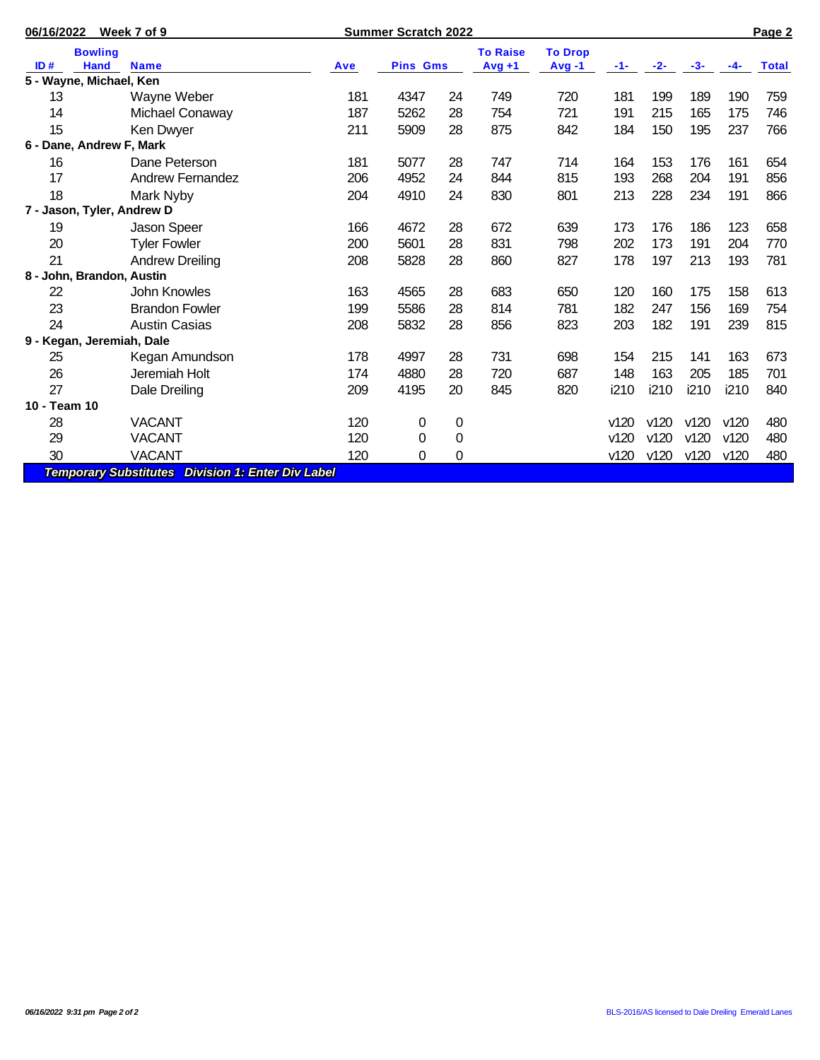**06/16/2022 Week 7 of 9 — Summer Scratch 2022**

| ID # | Bowling Hand | Name | Ave | Pins | Gms | To Raise Avg +1 | To Drop Avg -1 | -1- | -2- | -3- | -4- | Total |
|---|---|---|---|---|---|---|---|---|---|---|---|---|
| **5 - Wayne, Michael, Ken** | | | | | | | | | | | | |
| 13 | | Wayne Weber | 181 | 4347 | 24 | 749 | 720 | 181 | 199 | 189 | 190 | 759 |
| 14 | | Michael Conaway | 187 | 5262 | 28 | 754 | 721 | 191 | 215 | 165 | 175 | 746 |
| 15 | | Ken Dwyer | 211 | 5909 | 28 | 875 | 842 | 184 | 150 | 195 | 237 | 766 |
| **6 - Dane, Andrew F, Mark** | | | | | | | | | | | | |
| 16 | | Dane Peterson | 181 | 5077 | 28 | 747 | 714 | 164 | 153 | 176 | 161 | 654 |
| 17 | | Andrew Fernandez | 206 | 4952 | 24 | 844 | 815 | 193 | 268 | 204 | 191 | 856 |
| 18 | | Mark Nyby | 204 | 4910 | 24 | 830 | 801 | 213 | 228 | 234 | 191 | 866 |
| **7 - Jason, Tyler, Andrew D** | | | | | | | | | | | | |
| 19 | | Jason Speer | 166 | 4672 | 28 | 672 | 639 | 173 | 176 | 186 | 123 | 658 |
| 20 | | Tyler Fowler | 200 | 5601 | 28 | 831 | 798 | 202 | 173 | 191 | 204 | 770 |
| 21 | | Andrew Dreiling | 208 | 5828 | 28 | 860 | 827 | 178 | 197 | 213 | 193 | 781 |
| **8 - John, Brandon, Austin** | | | | | | | | | | | | |
| 22 | | John Knowles | 163 | 4565 | 28 | 683 | 650 | 120 | 160 | 175 | 158 | 613 |
| 23 | | Brandon Fowler | 199 | 5586 | 28 | 814 | 781 | 182 | 247 | 156 | 169 | 754 |
| 24 | | Austin Casias | 208 | 5832 | 28 | 856 | 823 | 203 | 182 | 191 | 239 | 815 |
| **9 - Kegan, Jeremiah, Dale** | | | | | | | | | | | | |
| 25 | | Kegan Amundson | 178 | 4997 | 28 | 731 | 698 | 154 | 215 | 141 | 163 | 673 |
| 26 | | Jeremiah Holt | 174 | 4880 | 28 | 720 | 687 | 148 | 163 | 205 | 185 | 701 |
| 27 | | Dale Dreiling | 209 | 4195 | 20 | 845 | 820 | i210 | i210 | i210 | i210 | 840 |
| **10 - Team 10** | | | | | | | | | | | | |
| 28 | | VACANT | 120 | 0 | 0 | | | v120 | v120 | v120 | v120 | 480 |
| 29 | | VACANT | 120 | 0 | 0 | | | v120 | v120 | v120 | v120 | 480 |
| 30 | | VACANT | 120 | 0 | 0 | | | v120 | v120 | v120 | v120 | 480 |

***Temporary Substitutes   Division 1: Enter Div Label***

BLS-2016/AS licensed to Dale Dreiling Emerald Lanes